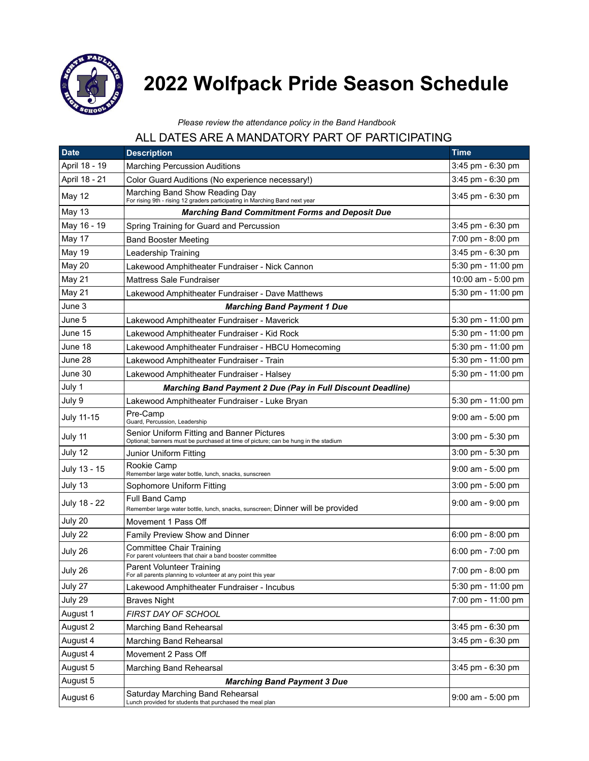# 2022 Wolfpack Pride Season Schedule

*Please review the attendance policy in the Band Handbook*

ALL DATES ARE A MANDATORY PART OF PARTICIPATING

| Date | Description | Time |
|---|---|---|
| April 18 - 19 | Marching Percussion Auditions | 3:45 pm - 6:30 pm |
| April 18 - 21 | Color Guard Auditions (No experience necessary!) | 3:45 pm - 6:30 pm |
| May 12 | Marching Band Show Reading Day<br>For rising 9th - rising 12 graders participating in Marching Band next year | 3:45 pm - 6:30 pm |
| May 13 | ***Marching Band Commitment Forms and Deposit Due*** | |
| May 16 - 19 | Spring Training for Guard and Percussion | 3:45 pm - 6:30 pm |
| May 17 | Band Booster Meeting | 7:00 pm - 8:00 pm |
| May 19 | Leadership Training | 3:45 pm - 6:30 pm |
| May 20 | Lakewood Amphitheater Fundraiser - Nick Cannon | 5:30 pm - 11:00 pm |
| May 21 | Mattress Sale Fundraiser | 10:00 am - 5:00 pm |
| May 21 | Lakewood Amphitheater Fundraiser - Dave Matthews | 5:30 pm - 11:00 pm |
| June 3 | ***Marching Band Payment 1 Due*** | |
| June 5 | Lakewood Amphitheater Fundraiser - Maverick | 5:30 pm - 11:00 pm |
| June 15 | Lakewood Amphitheater Fundraiser - Kid Rock | 5:30 pm - 11:00 pm |
| June 18 | Lakewood Amphitheater Fundraiser - HBCU Homecoming | 5:30 pm - 11:00 pm |
| June 28 | Lakewood Amphitheater Fundraiser - Train | 5:30 pm - 11:00 pm |
| June 30 | Lakewood Amphitheater Fundraiser - Halsey | 5:30 pm - 11:00 pm |
| July 1 | ***Marching Band Payment 2 Due (Pay in Full Discount Deadline)*** | |
| July 9 | Lakewood Amphitheater Fundraiser - Luke Bryan | 5:30 pm - 11:00 pm |
| July 11-15 | Pre-Camp<br>Guard, Percussion, Leadership | 9:00 am - 5:00 pm |
| July 11 | Senior Uniform Fitting and Banner Pictures<br>Optional; banners must be purchased at time of picture; can be hung in the stadium | 3:00 pm - 5:30 pm |
| July 12 | Junior Uniform Fitting | 3:00 pm - 5:30 pm |
| July 13 - 15 | Rookie Camp<br>Remember large water bottle, lunch, snacks, sunscreen | 9:00 am - 5:00 pm |
| July 13 | Sophomore Uniform Fitting | 3:00 pm - 5:00 pm |
| July 18 - 22 | Full Band Camp<br>Remember large water bottle, lunch, snacks, sunscreen; Dinner will be provided | 9:00 am - 9:00 pm |
| July 20 | Movement 1 Pass Off | |
| July 22 | Family Preview Show and Dinner | 6:00 pm - 8:00 pm |
| July 26 | Committee Chair Training<br>For parent volunteers that chair a band booster committee | 6:00 pm - 7:00 pm |
| July 26 | Parent Volunteer Training<br>For all parents planning to volunteer at any point this year | 7:00 pm - 8:00 pm |
| July 27 | Lakewood Amphitheater Fundraiser - Incubus | 5:30 pm - 11:00 pm |
| July 29 | Braves Night | 7:00 pm - 11:00 pm |
| August 1 | *FIRST DAY OF SCHOOL* | |
| August 2 | Marching Band Rehearsal | 3:45 pm - 6:30 pm |
| August 4 | Marching Band Rehearsal | 3:45 pm - 6:30 pm |
| August 4 | Movement 2 Pass Off | |
| August 5 | Marching Band Rehearsal | 3:45 pm - 6:30 pm |
| August 5 | ***Marching Band Payment 3 Due*** | |
| August 6 | Saturday Marching Band Rehearsal<br>Lunch provided for students that purchased the meal plan | 9:00 am - 5:00 pm |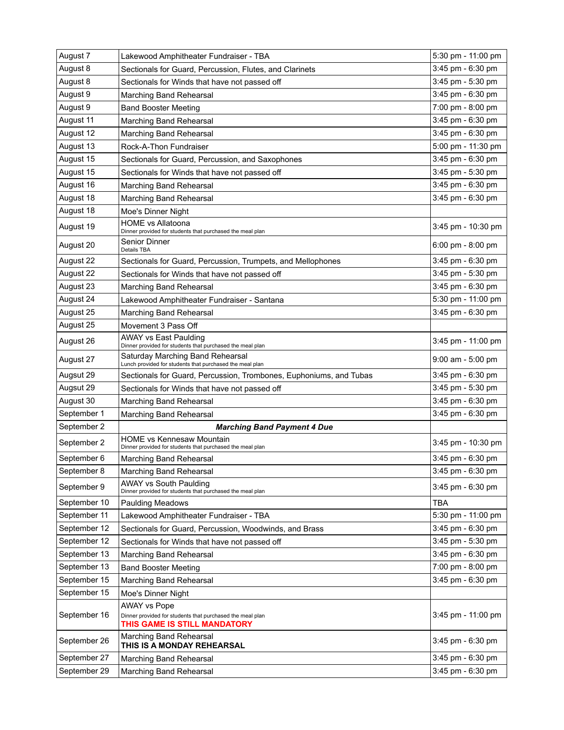| | | |
|---|---|---|
| August 7 | Lakewood Amphitheater Fundraiser - TBA | 5:30 pm - 11:00 pm |
| August 8 | Sectionals for Guard, Percussion, Flutes, and Clarinets | 3:45 pm - 6:30 pm |
| August 8 | Sectionals for Winds that have not passed off | 3:45 pm - 5:30 pm |
| August 9 | Marching Band Rehearsal | 3:45 pm - 6:30 pm |
| August 9 | Band Booster Meeting | 7:00 pm - 8:00 pm |
| August 11 | Marching Band Rehearsal | 3:45 pm - 6:30 pm |
| August 12 | Marching Band Rehearsal | 3:45 pm - 6:30 pm |
| August 13 | Rock-A-Thon Fundraiser | 5:00 pm - 11:30 pm |
| August 15 | Sectionals for Guard, Percussion, and Saxophones | 3:45 pm - 6:30 pm |
| August 15 | Sectionals for Winds that have not passed off | 3:45 pm - 5:30 pm |
| August 16 | Marching Band Rehearsal | 3:45 pm - 6:30 pm |
| August 18 | Marching Band Rehearsal | 3:45 pm - 6:30 pm |
| August 18 | Moe's Dinner Night | |
| August 19 | HOME vs Allatoona<br>Dinner provided for students that purchased the meal plan | 3:45 pm - 10:30 pm |
| August 20 | Senior Dinner<br>Details TBA | 6:00 pm - 8:00 pm |
| August 22 | Sectionals for Guard, Percussion, Trumpets, and Mellophones | 3:45 pm - 6:30 pm |
| August 22 | Sectionals for Winds that have not passed off | 3:45 pm - 5:30 pm |
| August 23 | Marching Band Rehearsal | 3:45 pm - 6:30 pm |
| August 24 | Lakewood Amphitheater Fundraiser - Santana | 5:30 pm - 11:00 pm |
| August 25 | Marching Band Rehearsal | 3:45 pm - 6:30 pm |
| August 25 | Movement 3 Pass Off | |
| August 26 | AWAY vs East Paulding<br>Dinner provided for students that purchased the meal plan | 3:45 pm - 11:00 pm |
| August 27 | Saturday Marching Band Rehearsal<br>Lunch provided for students that purchased the meal plan | 9:00 am - 5:00 pm |
| Augsut 29 | Sectionals for Guard, Percussion, Trombones, Euphoniums, and Tubas | 3:45 pm - 6:30 pm |
| Augsut 29 | Sectionals for Winds that have not passed off | 3:45 pm - 5:30 pm |
| August 30 | Marching Band Rehearsal | 3:45 pm - 6:30 pm |
| September 1 | Marching Band Rehearsal | 3:45 pm - 6:30 pm |
| September 2 | ***Marching Band Payment 4 Due*** | |
| September 2 | HOME vs Kennesaw Mountain<br>Dinner provided for students that purchased the meal plan | 3:45 pm - 10:30 pm |
| September 6 | Marching Band Rehearsal | 3:45 pm - 6:30 pm |
| September 8 | Marching Band Rehearsal | 3:45 pm - 6:30 pm |
| September 9 | AWAY vs South Paulding<br>Dinner provided for students that purchased the meal plan | 3:45 pm - 6:30 pm |
| September 10 | Paulding Meadows | TBA |
| September 11 | Lakewood Amphitheater Fundraiser - TBA | 5:30 pm - 11:00 pm |
| September 12 | Sectionals for Guard, Percussion, Woodwinds, and Brass | 3:45 pm - 6:30 pm |
| September 12 | Sectionals for Winds that have not passed off | 3:45 pm - 5:30 pm |
| September 13 | Marching Band Rehearsal | 3:45 pm - 6:30 pm |
| September 13 | Band Booster Meeting | 7:00 pm - 8:00 pm |
| September 15 | Marching Band Rehearsal | 3:45 pm - 6:30 pm |
| September 15 | Moe's Dinner Night | |
| September 16 | AWAY vs Pope<br>Dinner provided for students that purchased the meal plan<br>**THIS GAME IS STILL MANDATORY** | 3:45 pm - 11:00 pm |
| September 26 | Marching Band Rehearsal<br>**THIS IS A MONDAY REHEARSAL** | 3:45 pm - 6:30 pm |
| September 27 | Marching Band Rehearsal | 3:45 pm - 6:30 pm |
| September 29 | Marching Band Rehearsal | 3:45 pm - 6:30 pm |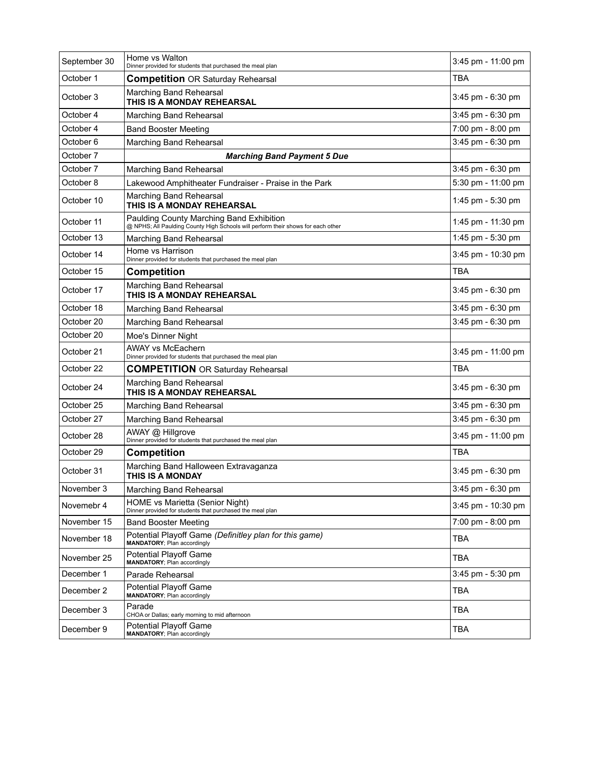| | | |
|---|---|---|
| September 30 | Home vs Walton<br>Dinner provided for students that purchased the meal plan | 3:45 pm - 11:00 pm |
| October 1 | **Competition** OR Saturday Rehearsal | TBA |
| October 3 | Marching Band Rehearsal<br>**THIS IS A MONDAY REHEARSAL** | 3:45 pm - 6:30 pm |
| October 4 | Marching Band Rehearsal | 3:45 pm - 6:30 pm |
| October 4 | Band Booster Meeting | 7:00 pm - 8:00 pm |
| October 6 | Marching Band Rehearsal | 3:45 pm - 6:30 pm |
| October 7 | ***Marching Band Payment 5 Due*** | |
| October 7 | Marching Band Rehearsal | 3:45 pm - 6:30 pm |
| October 8 | Lakewood Amphitheater Fundraiser - Praise in the Park | 5:30 pm - 11:00 pm |
| October 10 | Marching Band Rehearsal<br>**THIS IS A MONDAY REHEARSAL** | 1:45 pm - 5:30 pm |
| October 11 | Paulding County Marching Band Exhibition<br>@ NPHS; All Paulding County High Schools will perform their shows for each other | 1:45 pm - 11:30 pm |
| October 13 | Marching Band Rehearsal | 1:45 pm - 5:30 pm |
| October 14 | Home vs Harrison<br>Dinner provided for students that purchased the meal plan | 3:45 pm - 10:30 pm |
| October 15 | **Competition** | TBA |
| October 17 | Marching Band Rehearsal<br>**THIS IS A MONDAY REHEARSAL** | 3:45 pm - 6:30 pm |
| October 18 | Marching Band Rehearsal | 3:45 pm - 6:30 pm |
| October 20 | Marching Band Rehearsal | 3:45 pm - 6:30 pm |
| October 20 | Moe's Dinner Night | |
| October 21 | AWAY vs McEachern<br>Dinner provided for students that purchased the meal plan | 3:45 pm - 11:00 pm |
| October 22 | **COMPETITION** OR Saturday Rehearsal | TBA |
| October 24 | Marching Band Rehearsal<br>**THIS IS A MONDAY REHEARSAL** | 3:45 pm - 6:30 pm |
| October 25 | Marching Band Rehearsal | 3:45 pm - 6:30 pm |
| October 27 | Marching Band Rehearsal | 3:45 pm - 6:30 pm |
| October 28 | AWAY @ Hillgrove<br>Dinner provided for students that purchased the meal plan | 3:45 pm - 11:00 pm |
| October 29 | **Competition** | TBA |
| October 31 | Marching Band Halloween Extravaganza<br>**THIS IS A MONDAY** | 3:45 pm - 6:30 pm |
| November 3 | Marching Band Rehearsal | 3:45 pm - 6:30 pm |
| Novemebr 4 | HOME vs Marietta (Senior Night)<br>Dinner provided for students that purchased the meal plan | 3:45 pm - 10:30 pm |
| November 15 | Band Booster Meeting | 7:00 pm - 8:00 pm |
| November 18 | Potential Playoff Game *(Definitley plan for this game)*<br>**MANDATORY**; Plan accordingly | TBA |
| November 25 | Potential Playoff Game<br>**MANDATORY**; Plan accordingly | TBA |
| December 1 | Parade Rehearsal | 3:45 pm - 5:30 pm |
| December 2 | Potential Playoff Game<br>**MANDATORY**; Plan accordingly | TBA |
| December 3 | Parade<br>CHOA or Dallas; early morning to mid afternoon | TBA |
| December 9 | Potential Playoff Game<br>**MANDATORY**; Plan accordingly | TBA |